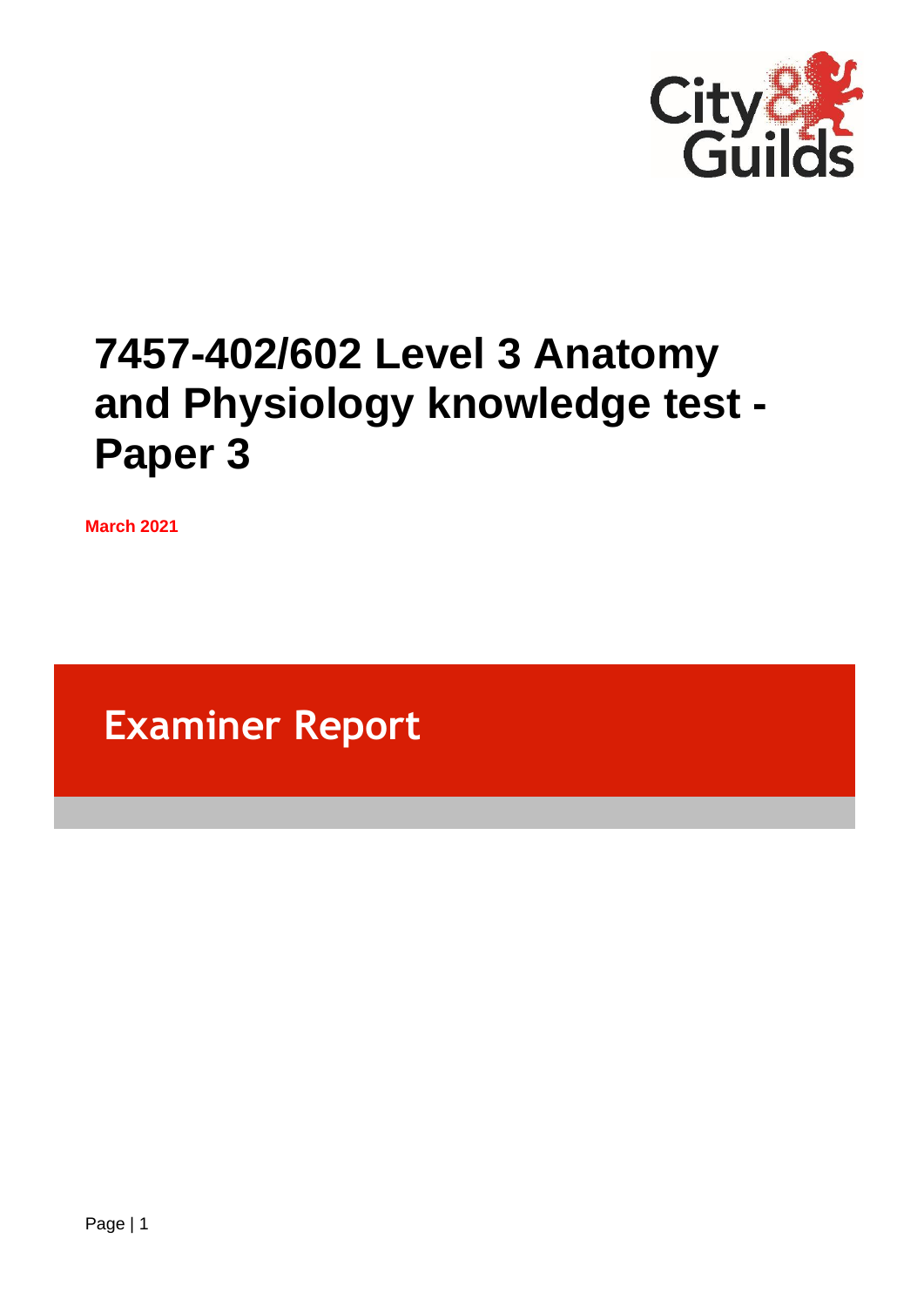# 7457-402/602 Level 3 Anatomy and Physiology knowledge test - Paper 3

**March 2021**

## Examiner Report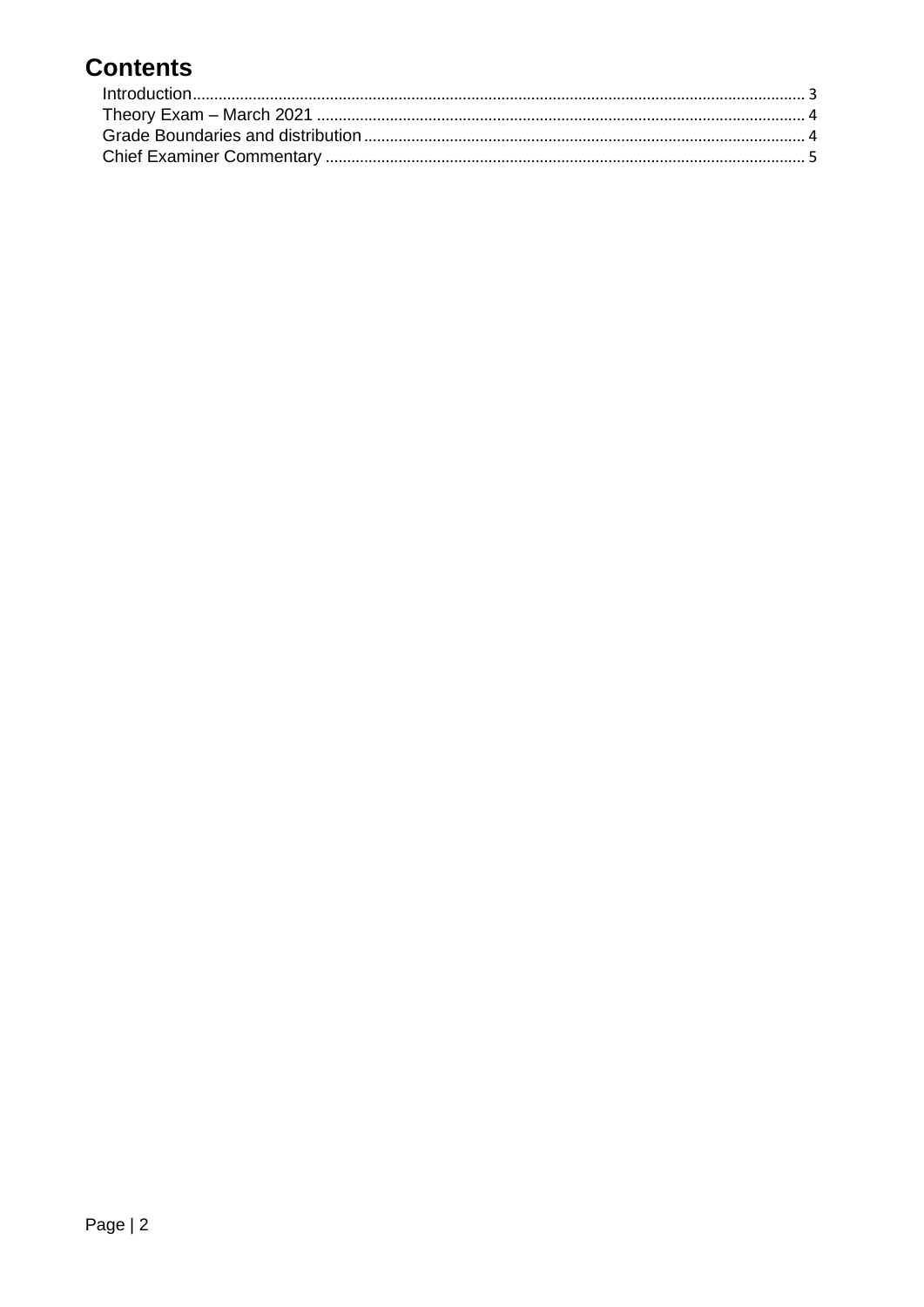# Contents

- Introduction ........ 3
- Theory Exam – March 2021 ........ 4
- Grade Boundaries and distribution ........ 4
- Chief Examiner Commentary ........ 5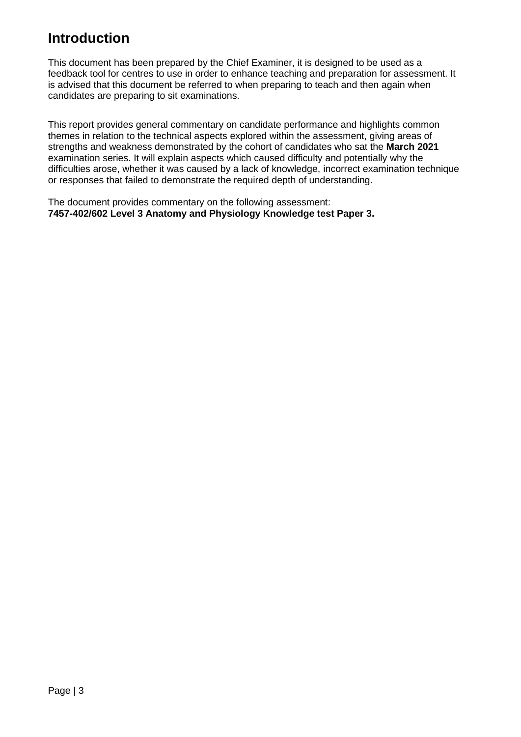# Introduction

This document has been prepared by the Chief Examiner, it is designed to be used as a feedback tool for centres to use in order to enhance teaching and preparation for assessment. It is advised that this document be referred to when preparing to teach and then again when candidates are preparing to sit examinations.

This report provides general commentary on candidate performance and highlights common themes in relation to the technical aspects explored within the assessment, giving areas of strengths and weakness demonstrated by the cohort of candidates who sat the **March 2021** examination series. It will explain aspects which caused difficulty and potentially why the difficulties arose, whether it was caused by a lack of knowledge, incorrect examination technique or responses that failed to demonstrate the required depth of understanding.

The document provides commentary on the following assessment:
**7457-402/602 Level 3 Anatomy and Physiology Knowledge test Paper 3.**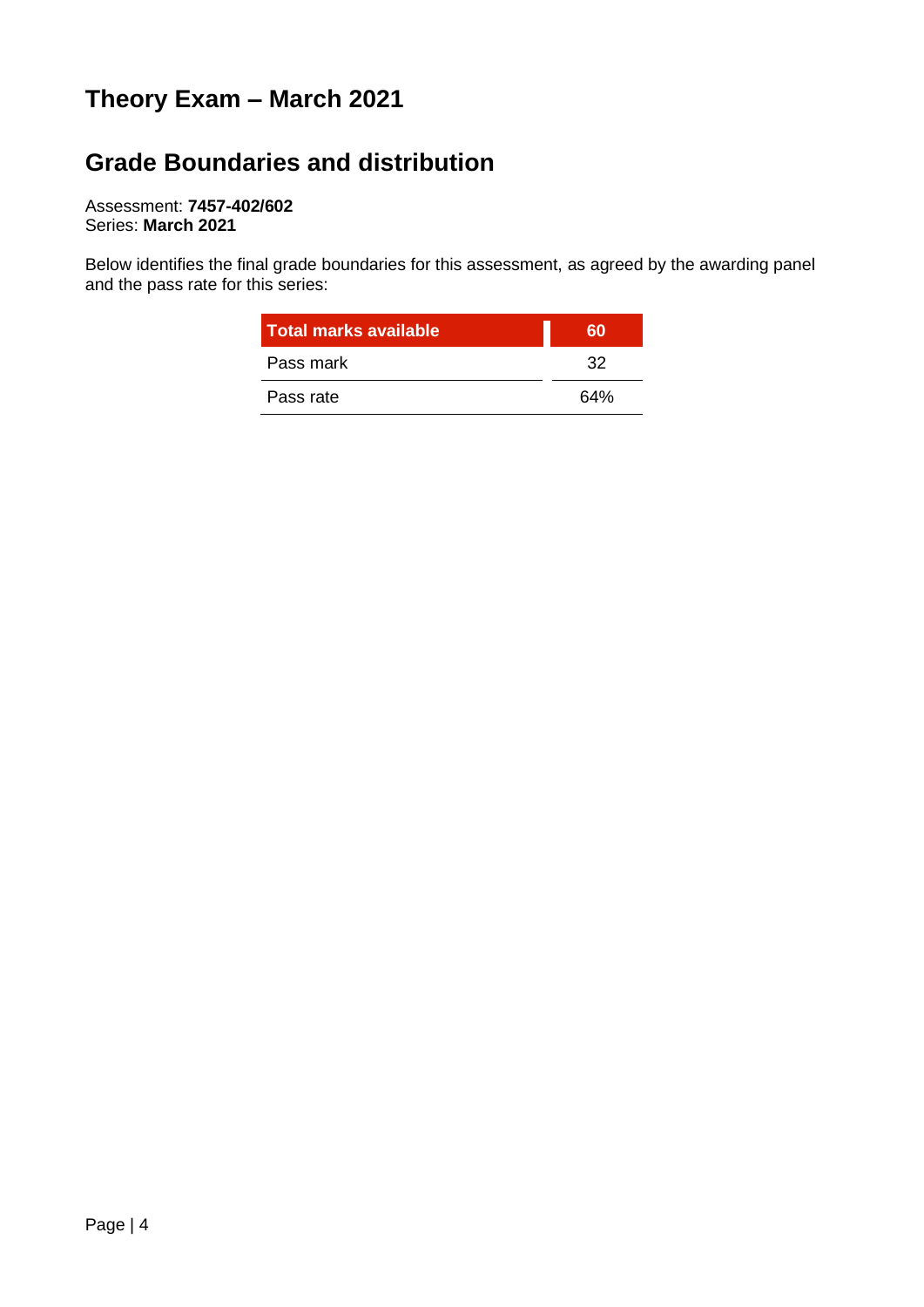## Theory Exam – March 2021

## Grade Boundaries and distribution

Assessment: **7457-402/602**
Series: **March 2021**

Below identifies the final grade boundaries for this assessment, as agreed by the awarding panel and the pass rate for this series:

| Total marks available | 60 |
|---|---|
| Pass mark | 32 |
| Pass rate | 64% |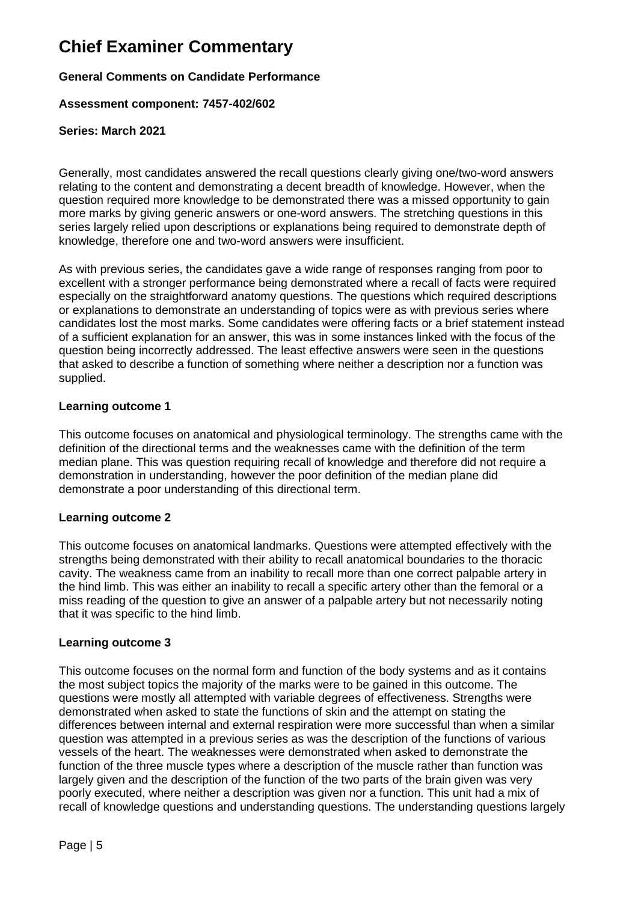# Chief Examiner Commentary

**General Comments on Candidate Performance**

**Assessment component: 7457-402/602**

**Series: March 2021**

Generally, most candidates answered the recall questions clearly giving one/two-word answers relating to the content and demonstrating a decent breadth of knowledge. However, when the question required more knowledge to be demonstrated there was a missed opportunity to gain more marks by giving generic answers or one-word answers. The stretching questions in this series largely relied upon descriptions or explanations being required to demonstrate depth of knowledge, therefore one and two-word answers were insufficient.

As with previous series, the candidates gave a wide range of responses ranging from poor to excellent with a stronger performance being demonstrated where a recall of facts were required especially on the straightforward anatomy questions. The questions which required descriptions or explanations to demonstrate an understanding of topics were as with previous series where candidates lost the most marks. Some candidates were offering facts or a brief statement instead of a sufficient explanation for an answer, this was in some instances linked with the focus of the question being incorrectly addressed. The least effective answers were seen in the questions that asked to describe a function of something where neither a description nor a function was supplied.

**Learning outcome 1**

This outcome focuses on anatomical and physiological terminology. The strengths came with the definition of the directional terms and the weaknesses came with the definition of the term median plane. This was question requiring recall of knowledge and therefore did not require a demonstration in understanding, however the poor definition of the median plane did demonstrate a poor understanding of this directional term.

**Learning outcome 2**

This outcome focuses on anatomical landmarks. Questions were attempted effectively with the strengths being demonstrated with their ability to recall anatomical boundaries to the thoracic cavity. The weakness came from an inability to recall more than one correct palpable artery in the hind limb. This was either an inability to recall a specific artery other than the femoral or a miss reading of the question to give an answer of a palpable artery but not necessarily noting that it was specific to the hind limb.

**Learning outcome 3**

This outcome focuses on the normal form and function of the body systems and as it contains the most subject topics the majority of the marks were to be gained in this outcome. The questions were mostly all attempted with variable degrees of effectiveness. Strengths were demonstrated when asked to state the functions of skin and the attempt on stating the differences between internal and external respiration were more successful than when a similar question was attempted in a previous series as was the description of the functions of various vessels of the heart. The weaknesses were demonstrated when asked to demonstrate the function of the three muscle types where a description of the muscle rather than function was largely given and the description of the function of the two parts of the brain given was very poorly executed, where neither a description was given nor a function. This unit had a mix of recall of knowledge questions and understanding questions. The understanding questions largely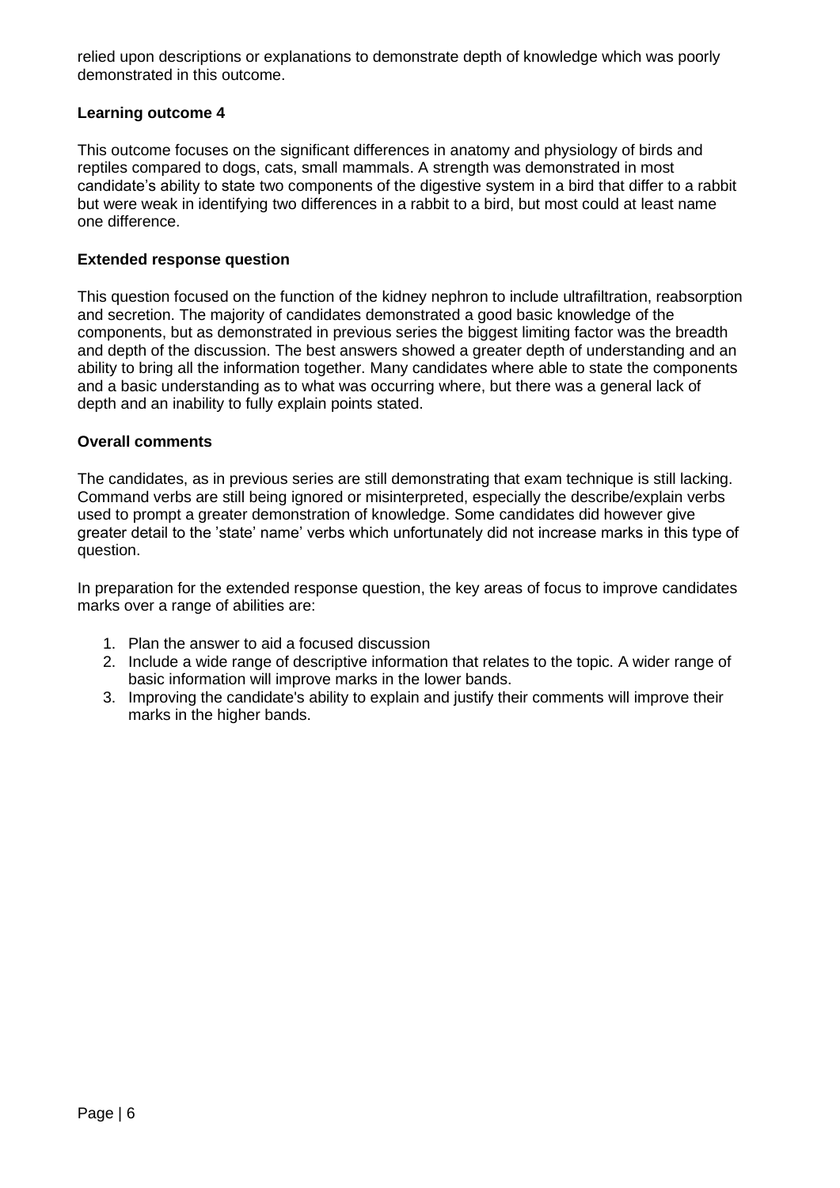relied upon descriptions or explanations to demonstrate depth of knowledge which was poorly demonstrated in this outcome.

**Learning outcome 4**

This outcome focuses on the significant differences in anatomy and physiology of birds and reptiles compared to dogs, cats, small mammals. A strength was demonstrated in most candidate's ability to state two components of the digestive system in a bird that differ to a rabbit but were weak in identifying two differences in a rabbit to a bird, but most could at least name one difference.

**Extended response question**

This question focused on the function of the kidney nephron to include ultrafiltration, reabsorption and secretion. The majority of candidates demonstrated a good basic knowledge of the components, but as demonstrated in previous series the biggest limiting factor was the breadth and depth of the discussion. The best answers showed a greater depth of understanding and an ability to bring all the information together. Many candidates where able to state the components and a basic understanding as to what was occurring where, but there was a general lack of depth and an inability to fully explain points stated.

**Overall comments**

The candidates, as in previous series are still demonstrating that exam technique is still lacking. Command verbs are still being ignored or misinterpreted, especially the describe/explain verbs used to prompt a greater demonstration of knowledge. Some candidates did however give greater detail to the 'state' name' verbs which unfortunately did not increase marks in this type of question.

In preparation for the extended response question, the key areas of focus to improve candidates marks over a range of abilities are:

1. Plan the answer to aid a focused discussion
2. Include a wide range of descriptive information that relates to the topic. A wider range of basic information will improve marks in the lower bands.
3. Improving the candidate's ability to explain and justify their comments will improve their marks in the higher bands.